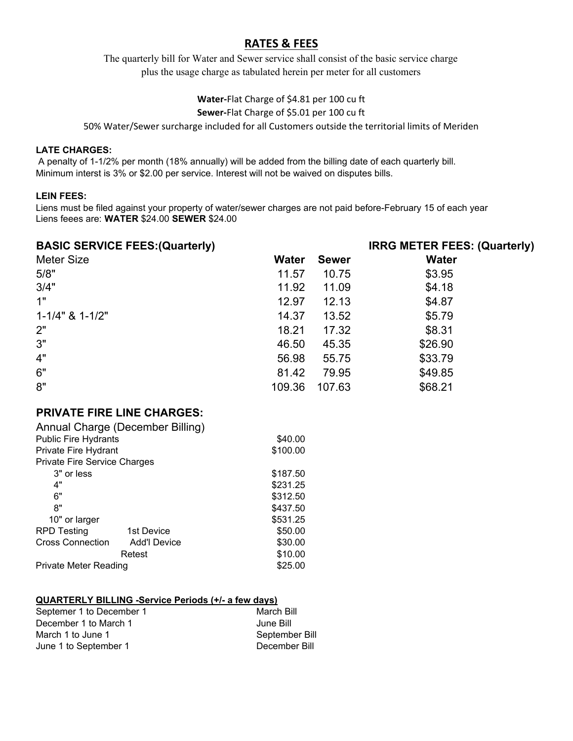# RATES & FEES

The quarterly bill for Water and Sewer service shall consist of the basic service charge plus the usage charge as tabulated herein per meter for all customers

**Water-**Flat Charge of $4.81 per 100 cu ft

**Sewer-**Flat Charge of $5.01 per 100 cu ft

50% Water/Sewer surcharge included for all Customers outside the territorial limits of Meriden

**LATE CHARGES:**

A penalty of 1-1/2% per month (18% annually) will be added from the billing date of each quarterly bill. Minimum interst is 3% or $2.00 per service. Interest will not be waived on disputes bills.

**LEIN FEES:**

Liens must be filed against your property of water/sewer charges are not paid before-February 15 of each year
Liens feees are: **WATER** $24.00 **SEWER** $24.00

| **BASIC SERVICE FEES:(Quarterly)** | | | **IRRG METER FEES: (Quarterly)** |
|---|---|---|---|
| Meter Size | **Water** | **Sewer** | **Water** |
| 5/8" | 11.57 | 10.75 | $3.95 |
| 3/4" | 11.92 | 11.09 | $4.18 |
| 1" | 12.97 | 12.13 | $4.87 |
| 1-1/4" & 1-1/2" | 14.37 | 13.52 | $5.79 |
| 2" | 18.21 | 17.32 | $8.31 |
| 3" | 46.50 | 45.35 | $26.90 |
| 4" | 56.98 | 55.75 | $33.79 |
| 6" | 81.42 | 79.95 | $49.85 |
| 8" | 109.36 | 107.63 | $68.21 |

**PRIVATE FIRE LINE CHARGES:**

| Annual Charge (December Billing) | | |
|---|---|---|
| Public Fire Hydrants | | $40.00 |
| Private Fire Hydrant | | $100.00 |
| Private Fire Service Charges | | |
| 3" or less | | $187.50 |
| 4" | | $231.25 |
| 6" | | $312.50 |
| 8" | | $437.50 |
| 10" or larger | | $531.25 |
| RPD Testing | 1st Device | $50.00 |
| Cross Connection | Add'l Device | $30.00 |
| | Retest | $10.00 |
| Private Meter Reading | | $25.00 |

**QUARTERLY BILLING -Service Periods (+/- a few days)**

| | |
|---|---|
| Septemer 1 to December 1 | March Bill |
| December 1 to March 1 | June Bill |
| March 1 to June 1 | September Bill |
| June 1 to September 1 | December Bill |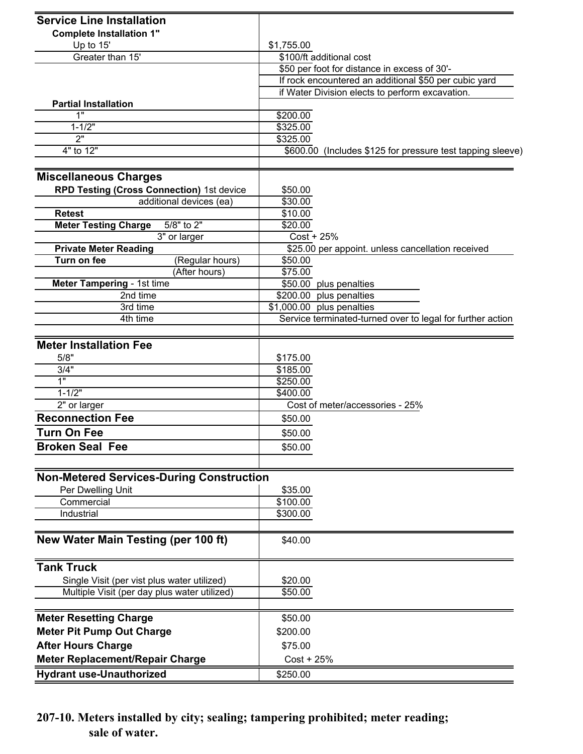| Service Line Installation | |
|---|---|
| **Complete Installation 1"** | |
| Up to 15' | $1,755.00 |
| Greater than 15' | $100/ft additional cost |
| | $50 per foot for distance in excess of 30'- |
| | If rock encountered an additional $50 per cubic yard |
| | if Water Division elects to perform excavation. |
| **Partial Installation** | |
| 1" | $200.00 |
| 1-1/2" | $325.00 |
| 2" | $325.00 |
| 4" to 12" | $600.00 (Includes $125 for pressure test tapping sleeve) |

| Miscellaneous Charges | |
|---|---|
| **RPD Testing (Cross Connection)** 1st device | $50.00 |
| additional devices (ea) | $30.00 |
| **Retest** | $10.00 |
| **Meter Testing Charge** 5/8" to 2" | $20.00 |
| 3" or larger | Cost + 25% |
| **Private Meter Reading** | $25.00 per appoint. unless cancellation received |
| **Turn on fee** (Regular hours) | $50.00 |
| (After hours) | $75.00 |
| **Meter Tampering** - 1st time | $50.00 plus penalties |
| 2nd time | $200.00 plus penalties |
| 3rd time | $1,000.00 plus penalties |
| 4th time | Service terminated-turned over to legal for further action |

| Meter Installation Fee | |
|---|---|
| 5/8" | $175.00 |
| 3/4" | $185.00 |
| 1" | $250.00 |
| 1-1/2" | $400.00 |
| 2" or larger | Cost of meter/accessories - 25% |
| **Reconnection Fee** | $50.00 |
| **Turn On Fee** | $50.00 |
| **Broken Seal Fee** | $50.00 |

| Non-Metered Services-During Construction | |
|---|---|
| Per Dwelling Unit | $35.00 |
| Commercial | $100.00 |
| Industrial | $300.00 |

| New Water Main Testing (per 100 ft) | $40.00 |
|---|---|

| Tank Truck | |
|---|---|
| Single Visit (per vist plus water utilized) | $20.00 |
| Multiple Visit (per day plus water utilized) | $50.00 |

| Meter Resetting Charge | $50.00 |
|---|---|
| **Meter Pit Pump Out Charge** | $200.00 |
| **After Hours Charge** | $75.00 |
| **Meter Replacement/Repair Charge** | Cost + 25% |
| **Hydrant use-Unauthorized** | $250.00 |

### 207-10. Meters installed by city; sealing; tampering prohibited; meter reading; sale of water.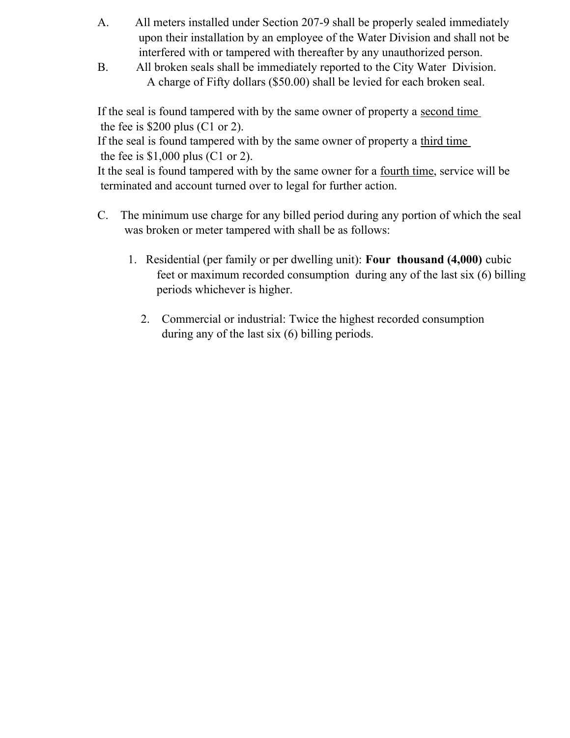A. All meters installed under Section 207-9 shall be properly sealed immediately upon their installation by an employee of the Water Division and shall not be interfered with or tampered with thereafter by any unauthorized person.

B. All broken seals shall be immediately reported to the City Water Division. A charge of Fifty dollars ($50.00) shall be levied for each broken seal.

If the seal is found tampered with by the same owner of property a <u>second time</u> the fee is $200 plus (C1 or 2).
If the seal is found tampered with by the same owner of property a <u>third time</u> the fee is $1,000 plus (C1 or 2).
It the seal is found tampered with by the same owner for a <u>fourth time</u>, service will be terminated and account turned over to legal for further action.

C. The minimum use charge for any billed period during any portion of which the seal was broken or meter tampered with shall be as follows:

1. Residential (per family or per dwelling unit): **Four thousand (4,000)** cubic feet or maximum recorded consumption during any of the last six (6) billing periods whichever is higher.

2. Commercial or industrial: Twice the highest recorded consumption during any of the last six (6) billing periods.